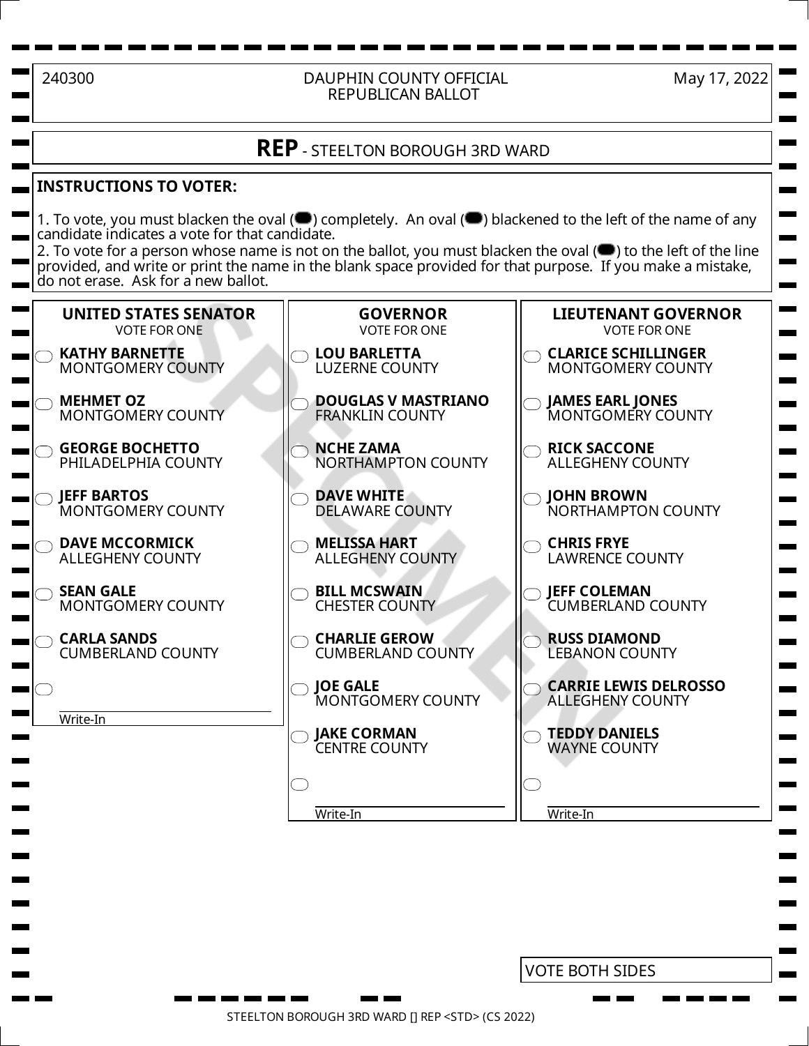240300

DAUPHIN COUNTY OFFICIAL
REPUBLICAN BALLOT

May 17, 2022

# REP - STEELTON BOROUGH 3RD WARD

**INSTRUCTIONS TO VOTER:**

1. To vote, you must blacken the oval (⬬) completely. An oval (⬬) blackened to the left of the name of any candidate indicates a vote for that candidate.
2. To vote for a person whose name is not on the ballot, you must blacken the oval (⬬) to the left of the line provided, and write or print the name in the blank space provided for that purpose. If you make a mistake, do not erase. Ask for a new ballot.

## UNITED STATES SENATOR
VOTE FOR ONE

- ⬭ **KATHY BARNETTE** MONTGOMERY COUNTY
- ⬭ **MEHMET OZ** MONTGOMERY COUNTY
- ⬭ **GEORGE BOCHETTO** PHILADELPHIA COUNTY
- ⬭ **JEFF BARTOS** MONTGOMERY COUNTY
- ⬭ **DAVE MCCORMICK** ALLEGHENY COUNTY
- ⬭ **SEAN GALE** MONTGOMERY COUNTY
- ⬭ **CARLA SANDS** CUMBERLAND COUNTY
- ⬭ ______________ Write-In

## GOVERNOR
VOTE FOR ONE

- ⬭ **LOU BARLETTA** LUZERNE COUNTY
- ⬭ **DOUGLAS V MASTRIANO** FRANKLIN COUNTY
- ⬭ **NCHE ZAMA** NORTHAMPTON COUNTY
- ⬭ **DAVE WHITE** DELAWARE COUNTY
- ⬭ **MELISSA HART** ALLEGHENY COUNTY
- ⬭ **BILL MCSWAIN** CHESTER COUNTY
- ⬭ **CHARLIE GEROW** CUMBERLAND COUNTY
- ⬭ **JOE GALE** MONTGOMERY COUNTY
- ⬭ **JAKE CORMAN** CENTRE COUNTY
- ⬭ ______________ Write-In

## LIEUTENANT GOVERNOR
VOTE FOR ONE

- ⬭ **CLARICE SCHILLINGER** MONTGOMERY COUNTY
- ⬭ **JAMES EARL JONES** MONTGOMERY COUNTY
- ⬭ **RICK SACCONE** ALLEGHENY COUNTY
- ⬭ **JOHN BROWN** NORTHAMPTON COUNTY
- ⬭ **CHRIS FRYE** LAWRENCE COUNTY
- ⬭ **JEFF COLEMAN** CUMBERLAND COUNTY
- ⬭ **RUSS DIAMOND** LEBANON COUNTY
- ⬭ **CARRIE LEWIS DELROSSO** ALLEGHENY COUNTY
- ⬭ **TEDDY DANIELS** WAYNE COUNTY
- ⬭ ______________ Write-In

VOTE BOTH SIDES

STEELTON BOROUGH 3RD WARD [] REP <STD> (CS 2022)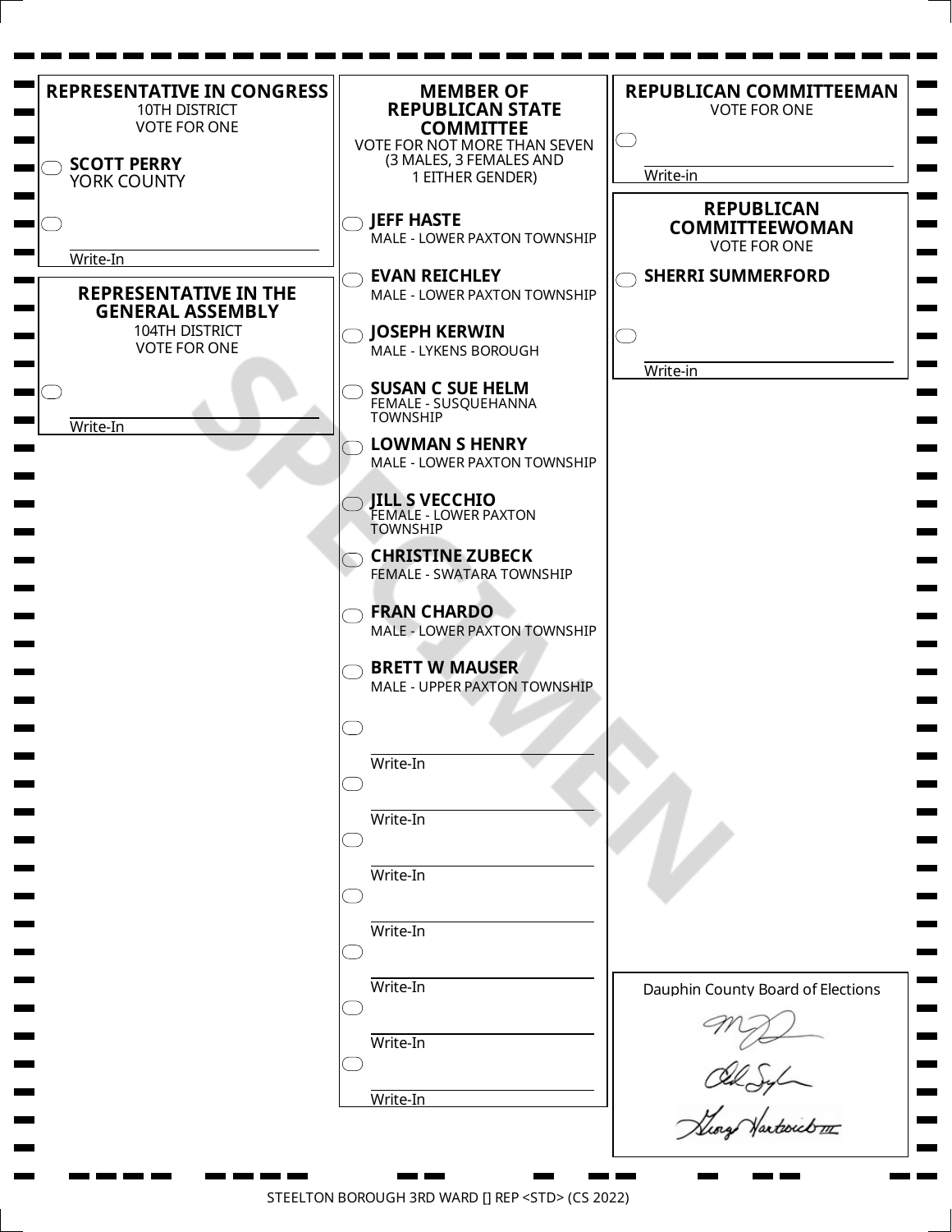## REPRESENTATIVE IN CONGRESS
10TH DISTRICT
VOTE FOR ONE

- SCOTT PERRY
  YORK COUNTY
- Write-In

## REPRESENTATIVE IN THE GENERAL ASSEMBLY
104TH DISTRICT
VOTE FOR ONE

- Write-In

## MEMBER OF REPUBLICAN STATE COMMITTEE
VOTE FOR NOT MORE THAN SEVEN
(3 MALES, 3 FEMALES AND 1 EITHER GENDER)

- JEFF HASTE
  MALE - LOWER PAXTON TOWNSHIP
- EVAN REICHLEY
  MALE - LOWER PAXTON TOWNSHIP
- JOSEPH KERWIN
  MALE - LYKENS BOROUGH
- SUSAN C SUE HELM
  FEMALE - SUSQUEHANNA TOWNSHIP
- LOWMAN S HENRY
  MALE - LOWER PAXTON TOWNSHIP
- JILL S VECCHIO
  FEMALE - LOWER PAXTON TOWNSHIP
- CHRISTINE ZUBECK
  FEMALE - SWATARA TOWNSHIP
- FRAN CHARDO
  MALE - LOWER PAXTON TOWNSHIP
- BRETT W MAUSER
  MALE - UPPER PAXTON TOWNSHIP
- Write-In
- Write-In
- Write-In
- Write-In
- Write-In
- Write-In
- Write-In

## REPUBLICAN COMMITTEEMAN
VOTE FOR ONE

- Write-in

## REPUBLICAN COMMITTEEWOMAN
VOTE FOR ONE

- SHERRI SUMMERFORD
- Write-in

Dauphin County Board of Elections

SPECIMEN

STEELTON BOROUGH 3RD WARD [] REP <STD> (CS 2022)